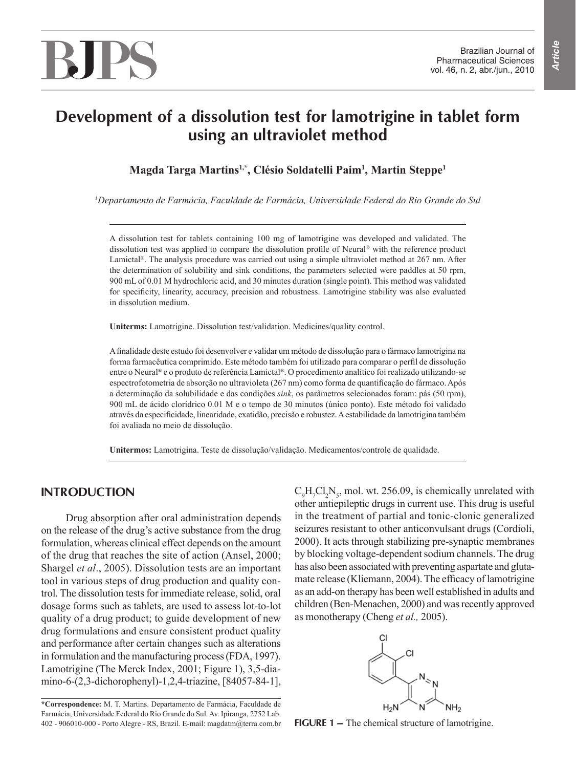# Development of a dissolution test for lamotrigine in tablet form using an ultraviolet method

**Magda Targa Martins[1,*], Clésio Soldatelli Paim[1], Martin Steppe[1]**

[1]*Departamento de Farmácia, Faculdade de Farmácia, Universidade Federal do Rio Grande do Sul*

A dissolution test for tablets containing 100 mg of lamotrigine was developed and validated. The dissolution test was applied to compare the dissolution profile of Neural® with the reference product Lamictal®. The analysis procedure was carried out using a simple ultraviolet method at 267 nm. After the determination of solubility and sink conditions, the parameters selected were paddles at 50 rpm, 900 mL of 0.01 M hydrochloric acid, and 30 minutes duration (single point). This method was validated for specificity, linearity, accuracy, precision and robustness. Lamotrigine stability was also evaluated in dissolution medium.

**Uniterms:** Lamotrigine. Dissolution test/validation. Medicines/quality control.

A finalidade deste estudo foi desenvolver e validar um método de dissolução para o fármaco lamotrigina na forma farmacêutica comprimido. Este método também foi utilizado para comparar o perfil de dissolução entre o Neural® e o produto de referência Lamictal®. O procedimento analítico foi realizado utilizando-se espectrofotometria de absorção no ultravioleta (267 nm) como forma de quantificação do fármaco. Após a determinação da solubilidade e das condições *sink*, os parâmetros selecionados foram: pás (50 rpm), 900 mL de ácido clorídrico 0.01 M e o tempo de 30 minutos (único ponto). Este método foi validado através da especificidade, linearidade, exatidão, precisão e robustez. A estabilidade da lamotrigina também foi avaliada no meio de dissolução.

**Unitermos:** Lamotrigina. Teste de dissolução/validação. Medicamentos/controle de qualidade.

## INTRODUCTION

Drug absorption after oral administration depends on the release of the drug's active substance from the drug formulation, whereas clinical effect depends on the amount of the drug that reaches the site of action (Ansel, 2000; Shargel *et al*., 2005). Dissolution tests are an important tool in various steps of drug production and quality control. The dissolution tests for immediate release, solid, oral dosage forms such as tablets, are used to assess lot-to-lot quality of a drug product; to guide development of new drug formulations and ensure consistent product quality and performance after certain changes such as alterations in formulation and the manufacturing process (FDA, 1997). Lamotrigine (The Merck Index, 2001; Figure 1), 3,5-diamino-6-(2,3-dichorophenyl)-1,2,4-triazine, [84057-84-1], $C_9H_7Cl_2N_5$, mol. wt. 256.09, is chemically unrelated with other antiepileptic drugs in current use. This drug is useful in the treatment of partial and tonic-clonic generalized seizures resistant to other anticonvulsant drugs (Cordioli, 2000). It acts through stabilizing pre-synaptic membranes by blocking voltage-dependent sodium channels. The drug has also been associated with preventing aspartate and glutamate release (Kliemann, 2004). The efficacy of lamotrigine as an add-on therapy has been well established in adults and children (Ben-Menachen, 2000) and was recently approved as monotherapy (Cheng *et al.,* 2005).

**FIGURE 1 –** The chemical structure of lamotrigine.

**\*Correspondence:** M. T. Martins. Departamento de Farmácia, Faculdade de Farmácia, Universidade Federal do Rio Grande do Sul. Av. Ipiranga, 2752 Lab. 402 - 906010-000 - Porto Alegre - RS, Brazil. E-mail: magdatm@terra.com.br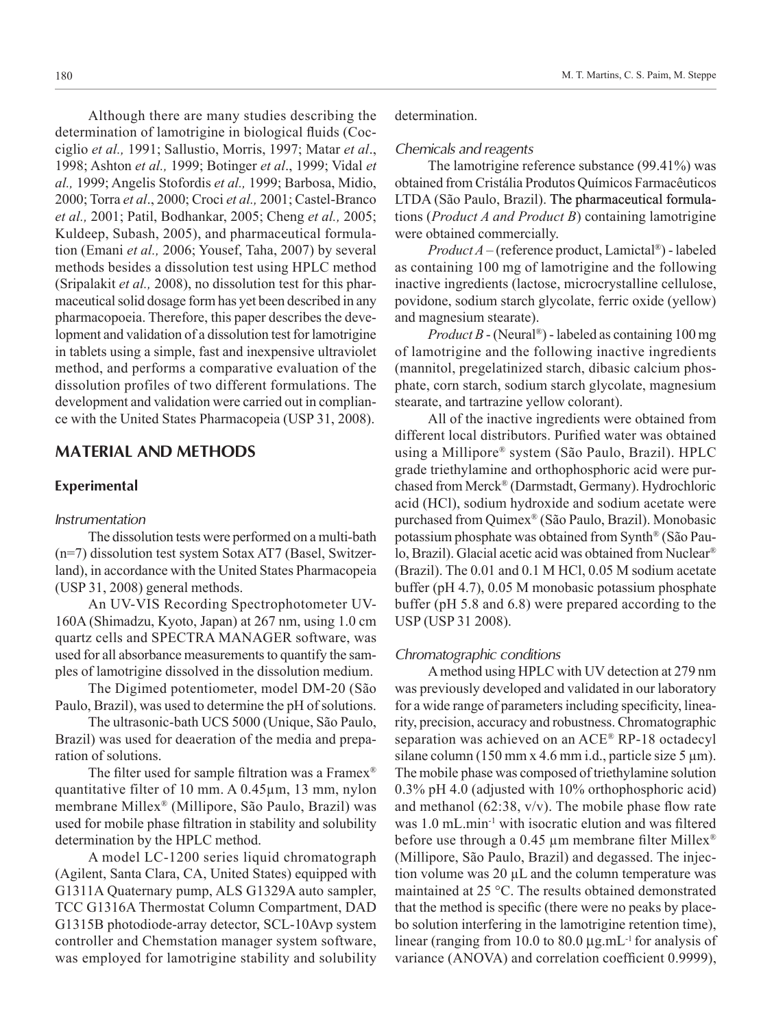Although there are many studies describing the determination of lamotrigine in biological fluids (Cocciglio *et al.,* 1991; Sallustio, Morris, 1997; Matar *et al*., 1998; Ashton *et al.,* 1999; Botinger *et al*., 1999; Vidal *et al.,* 1999; Angelis Stofordis *et al.,* 1999; Barbosa, Midio, 2000; Torra *et al*., 2000; Croci *et al.,* 2001; Castel-Branco *et al.,* 2001; Patil, Bodhankar, 2005; Cheng *et al.,* 2005; Kuldeep, Subash, 2005), and pharmaceutical formulation (Emani *et al.,* 2006; Yousef, Taha, 2007) by several methods besides a dissolution test using HPLC method (Sripalakit *et al.,* 2008), no dissolution test for this pharmaceutical solid dosage form has yet been described in any pharmacopoeia. Therefore, this paper describes the development and validation of a dissolution test for lamotrigine in tablets using a simple, fast and inexpensive ultraviolet method, and performs a comparative evaluation of the dissolution profiles of two different formulations. The development and validation were carried out in compliance with the United States Pharmacopeia (USP 31, 2008).

## MATERIAL AND METHODS

### Experimental

#### *Instrumentation*

The dissolution tests were performed on a multi-bath (n=7) dissolution test system Sotax AT7 (Basel, Switzerland), in accordance with the United States Pharmacopeia (USP 31, 2008) general methods.

An UV-VIS Recording Spectrophotometer UV-160A (Shimadzu, Kyoto, Japan) at 267 nm, using 1.0 cm quartz cells and SPECTRA MANAGER software, was used for all absorbance measurements to quantify the samples of lamotrigine dissolved in the dissolution medium.

The Digimed potentiometer, model DM-20 (São Paulo, Brazil), was used to determine the pH of solutions.

The ultrasonic-bath UCS 5000 (Unique, São Paulo, Brazil) was used for deaeration of the media and preparation of solutions.

The filter used for sample filtration was a Framex® quantitative filter of 10 mm. A 0.45µm, 13 mm, nylon membrane Millex® (Millipore, São Paulo, Brazil) was used for mobile phase filtration in stability and solubility determination by the HPLC method.

A model LC-1200 series liquid chromatograph (Agilent, Santa Clara, CA, United States) equipped with G1311A Quaternary pump, ALS G1329A auto sampler, TCC G1316A Thermostat Column Compartment, DAD G1315B photodiode-array detector, SCL-10Avp system controller and Chemstation manager system software, was employed for lamotrigine stability and solubility determination.

#### *Chemicals and reagents*

The lamotrigine reference substance (99.41%) was obtained from Cristália Produtos Químicos Farmacêuticos LTDA (São Paulo, Brazil). The pharmaceutical formulations (*Product A and Product B*) containing lamotrigine were obtained commercially.

*Product A* – (reference product, Lamictal®) - labeled as containing 100 mg of lamotrigine and the following inactive ingredients (lactose, microcrystalline cellulose, povidone, sodium starch glycolate, ferric oxide (yellow) and magnesium stearate).

*Product B* - (Neural®) - labeled as containing 100 mg of lamotrigine and the following inactive ingredients (mannitol, pregelatinized starch, dibasic calcium phosphate, corn starch, sodium starch glycolate, magnesium stearate, and tartrazine yellow colorant).

All of the inactive ingredients were obtained from different local distributors. Purified water was obtained using a Millipore® system (São Paulo, Brazil). HPLC grade triethylamine and orthophosphoric acid were purchased from Merck® (Darmstadt, Germany). Hydrochloric acid (HCl), sodium hydroxide and sodium acetate were purchased from Quimex® (São Paulo, Brazil). Monobasic potassium phosphate was obtained from Synth® (São Paulo, Brazil). Glacial acetic acid was obtained from Nuclear® (Brazil). The 0.01 and 0.1 M HCl, 0.05 M sodium acetate buffer (pH 4.7), 0.05 M monobasic potassium phosphate buffer (pH 5.8 and 6.8) were prepared according to the USP (USP 31 2008).

#### *Chromatographic conditions*

A method using HPLC with UV detection at 279 nm was previously developed and validated in our laboratory for a wide range of parameters including specificity, linearity, precision, accuracy and robustness. Chromatographic separation was achieved on an ACE® RP-18 octadecyl silane column (150 mm x 4.6 mm i.d., particle size 5 µm). The mobile phase was composed of triethylamine solution 0.3% pH 4.0 (adjusted with 10% orthophosphoric acid) and methanol (62:38, v/v). The mobile phase flow rate was 1.0 mL.min$^{-1}$ with isocratic elution and was filtered before use through a 0.45 µm membrane filter Millex® (Millipore, São Paulo, Brazil) and degassed. The injection volume was 20 µL and the column temperature was maintained at 25 °C. The results obtained demonstrated that the method is specific (there were no peaks by placebo solution interfering in the lamotrigine retention time), linear (ranging from 10.0 to 80.0 µg.mL$^{-1}$ for analysis of variance (ANOVA) and correlation coefficient 0.9999),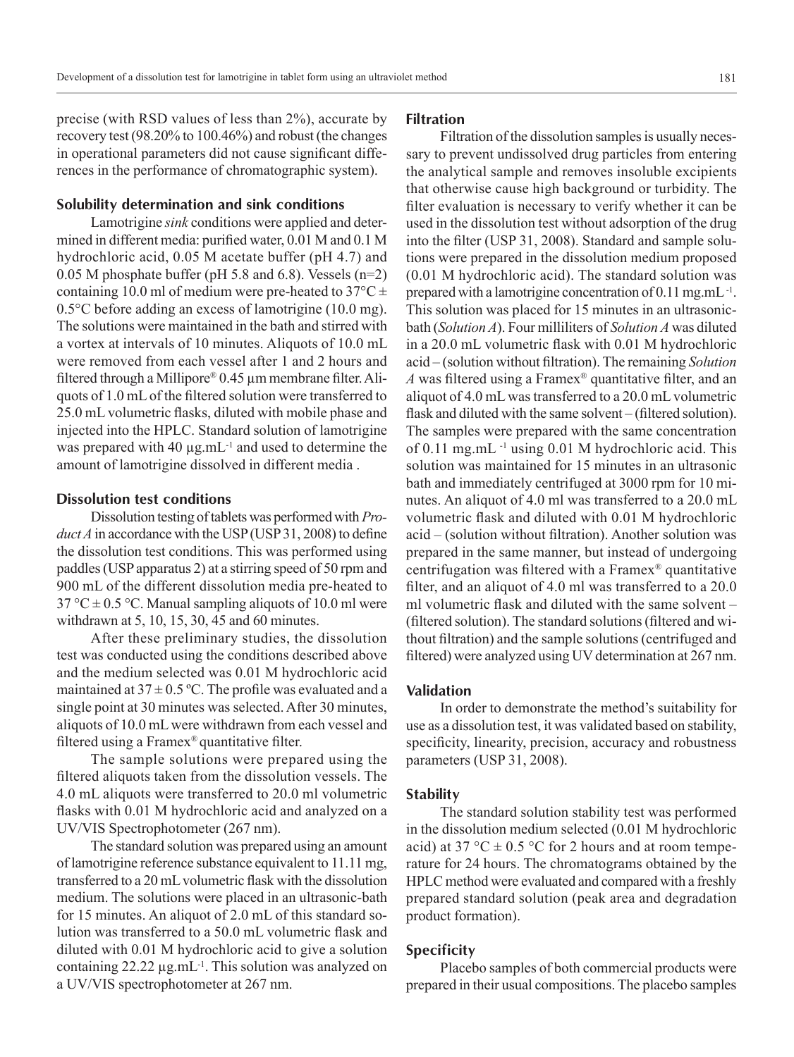precise (with RSD values of less than 2%), accurate by recovery test (98.20% to 100.46%) and robust (the changes in operational parameters did not cause significant differences in the performance of chromatographic system).

## Solubility determination and sink conditions

Lamotrigine *sink* conditions were applied and determined in different media: purified water, 0.01 M and 0.1 M hydrochloric acid, 0.05 M acetate buffer (pH 4.7) and 0.05 M phosphate buffer (pH 5.8 and 6.8). Vessels (n=2) containing 10.0 ml of medium were pre-heated to 37°C ± 0.5°C before adding an excess of lamotrigine (10.0 mg). The solutions were maintained in the bath and stirred with a vortex at intervals of 10 minutes. Aliquots of 10.0 mL were removed from each vessel after 1 and 2 hours and filtered through a Millipore® 0.45 µm membrane filter. Aliquots of 1.0 mL of the filtered solution were transferred to 25.0 mL volumetric flasks, diluted with mobile phase and injected into the HPLC. Standard solution of lamotrigine was prepared with 40 µg.mL$^{-1}$ and used to determine the amount of lamotrigine dissolved in different media .

## Dissolution test conditions

Dissolution testing of tablets was performed with *Product A* in accordance with the USP (USP 31, 2008) to define the dissolution test conditions. This was performed using paddles (USP apparatus 2) at a stirring speed of 50 rpm and 900 mL of the different dissolution media pre-heated to 37 °C ± 0.5 °C. Manual sampling aliquots of 10.0 ml were withdrawn at 5, 10, 15, 30, 45 and 60 minutes.

After these preliminary studies, the dissolution test was conducted using the conditions described above and the medium selected was 0.01 M hydrochloric acid maintained at 37 ± 0.5 ºC. The profile was evaluated and a single point at 30 minutes was selected. After 30 minutes, aliquots of 10.0 mL were withdrawn from each vessel and filtered using a Framex® quantitative filter.

The sample solutions were prepared using the filtered aliquots taken from the dissolution vessels. The 4.0 mL aliquots were transferred to 20.0 ml volumetric flasks with 0.01 M hydrochloric acid and analyzed on a UV/VIS Spectrophotometer (267 nm).

The standard solution was prepared using an amount of lamotrigine reference substance equivalent to 11.11 mg, transferred to a 20 mL volumetric flask with the dissolution medium. The solutions were placed in an ultrasonic-bath for 15 minutes. An aliquot of 2.0 mL of this standard solution was transferred to a 50.0 mL volumetric flask and diluted with 0.01 M hydrochloric acid to give a solution containing 22.22 µg.mL$^{-1}$. This solution was analyzed on a UV/VIS spectrophotometer at 267 nm.

## Filtration

Filtration of the dissolution samples is usually necessary to prevent undissolved drug particles from entering the analytical sample and removes insoluble excipients that otherwise cause high background or turbidity. The filter evaluation is necessary to verify whether it can be used in the dissolution test without adsorption of the drug into the filter (USP 31, 2008). Standard and sample solutions were prepared in the dissolution medium proposed (0.01 M hydrochloric acid). The standard solution was prepared with a lamotrigine concentration of 0.11 mg.mL$^{-1}$. This solution was placed for 15 minutes in an ultrasonic-bath (*Solution A*). Four milliliters of *Solution A* was diluted in a 20.0 mL volumetric flask with 0.01 M hydrochloric acid – (solution without filtration). The remaining *Solution A* was filtered using a Framex® quantitative filter, and an aliquot of 4.0 mL was transferred to a 20.0 mL volumetric flask and diluted with the same solvent – (filtered solution). The samples were prepared with the same concentration of 0.11 mg.mL$^{-1}$ using 0.01 M hydrochloric acid. This solution was maintained for 15 minutes in an ultrasonic bath and immediately centrifuged at 3000 rpm for 10 minutes. An aliquot of 4.0 ml was transferred to a 20.0 mL volumetric flask and diluted with 0.01 M hydrochloric acid – (solution without filtration). Another solution was prepared in the same manner, but instead of undergoing centrifugation was filtered with a Framex® quantitative filter, and an aliquot of 4.0 ml was transferred to a 20.0 ml volumetric flask and diluted with the same solvent – (filtered solution). The standard solutions (filtered and without filtration) and the sample solutions (centrifuged and filtered) were analyzed using UV determination at 267 nm.

## Validation

In order to demonstrate the method's suitability for use as a dissolution test, it was validated based on stability, specificity, linearity, precision, accuracy and robustness parameters (USP 31, 2008).

## Stability

The standard solution stability test was performed in the dissolution medium selected (0.01 M hydrochloric acid) at 37 °C ± 0.5 °C for 2 hours and at room temperature for 24 hours. The chromatograms obtained by the HPLC method were evaluated and compared with a freshly prepared standard solution (peak area and degradation product formation).

## Specificity

Placebo samples of both commercial products were prepared in their usual compositions. The placebo samples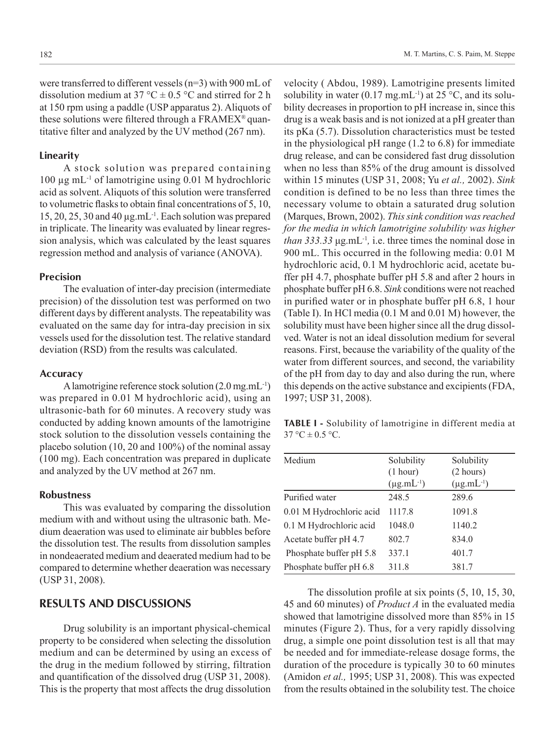were transferred to different vessels (n=3) with 900 mL of dissolution medium at 37 °C ± 0.5 °C and stirred for 2 h at 150 rpm using a paddle (USP apparatus 2). Aliquots of these solutions were filtered through a FRAMEX® quantitative filter and analyzed by the UV method (267 nm).

### Linearity

A stock solution was prepared containing 100 µg mL$^{-1}$ of lamotrigine using 0.01 M hydrochloric acid as solvent. Aliquots of this solution were transferred to volumetric flasks to obtain final concentrations of 5, 10, 15, 20, 25, 30 and 40 µg.mL$^{-1}$. Each solution was prepared in triplicate. The linearity was evaluated by linear regression analysis, which was calculated by the least squares regression method and analysis of variance (ANOVA).

### Precision

The evaluation of inter-day precision (intermediate precision) of the dissolution test was performed on two different days by different analysts. The repeatability was evaluated on the same day for intra-day precision in six vessels used for the dissolution test. The relative standard deviation (RSD) from the results was calculated.

### Accuracy

A lamotrigine reference stock solution (2.0 mg.mL$^{-1}$) was prepared in 0.01 M hydrochloric acid), using an ultrasonic-bath for 60 minutes. A recovery study was conducted by adding known amounts of the lamotrigine stock solution to the dissolution vessels containing the placebo solution (10, 20 and 100%) of the nominal assay (100 mg). Each concentration was prepared in duplicate and analyzed by the UV method at 267 nm.

### Robustness

This was evaluated by comparing the dissolution medium with and without using the ultrasonic bath. Medium deaeration was used to eliminate air bubbles before the dissolution test. The results from dissolution samples in nondeaerated medium and deaerated medium had to be compared to determine whether deaeration was necessary (USP 31, 2008).

## RESULTS AND DISCUSSIONS

Drug solubility is an important physical-chemical property to be considered when selecting the dissolution medium and can be determined by using an excess of the drug in the medium followed by stirring, filtration and quantification of the dissolved drug (USP 31, 2008). This is the property that most affects the drug dissolution velocity ( Abdou, 1989). Lamotrigine presents limited solubility in water (0.17 mg.mL$^{-1}$) at 25 °C, and its solubility decreases in proportion to pH increase in, since this drug is a weak basis and is not ionized at a pH greater than its pKa (5.7). Dissolution characteristics must be tested in the physiological pH range (1.2 to 6.8) for immediate drug release, and can be considered fast drug dissolution when no less than 85% of the drug amount is dissolved within 15 minutes (USP 31, 2008; Yu *et al.,* 2002). *Sink* condition is defined to be no less than three times the necessary volume to obtain a saturated drug solution (Marques, Brown, 2002). *This sink condition was reached for the media in which lamotrigine solubility was higher than 333.33* µg.mL$^{-1}$*,* i.e. three times the nominal dose in 900 mL. This occurred in the following media: 0.01 M hydrochloric acid, 0.1 M hydrochloric acid, acetate buffer pH 4.7, phosphate buffer pH 5.8 and after 2 hours in phosphate buffer pH 6.8. *Sink* conditions were not reached in purified water or in phosphate buffer pH 6.8, 1 hour (Table I). In HCl media (0.1 M and 0.01 M) however, the solubility must have been higher since all the drug dissolved. Water is not an ideal dissolution medium for several reasons. First, because the variability of the quality of the water from different sources, and second, the variability of the pH from day to day and also during the run, where this depends on the active substance and excipients (FDA, 1997; USP 31, 2008).

**TABLE I -** Solubility of lamotrigine in different media at 37 °C ± 0.5 °C.

| Medium | Solubility (1 hour) (µg.mL$^{-1}$) | Solubility (2 hours) (µg.mL$^{-1}$) |
|---|---|---|
| Purified water | 248.5 | 289.6 |
| 0.01 M Hydrochloric acid | 1117.8 | 1091.8 |
| 0.1 M Hydrochloric acid | 1048.0 | 1140.2 |
| Acetate buffer pH 4.7 | 802.7 | 834.0 |
| Phosphate buffer pH 5.8 | 337.1 | 401.7 |
| Phosphate buffer pH 6.8 | 311.8 | 381.7 |

The dissolution profile at six points (5, 10, 15, 30, 45 and 60 minutes) of *Product A* in the evaluated media showed that lamotrigine dissolved more than 85% in 15 minutes (Figure 2). Thus, for a very rapidly dissolving drug, a simple one point dissolution test is all that may be needed and for immediate-release dosage forms, the duration of the procedure is typically 30 to 60 minutes (Amidon *et al.,* 1995; USP 31, 2008). This was expected from the results obtained in the solubility test. The choice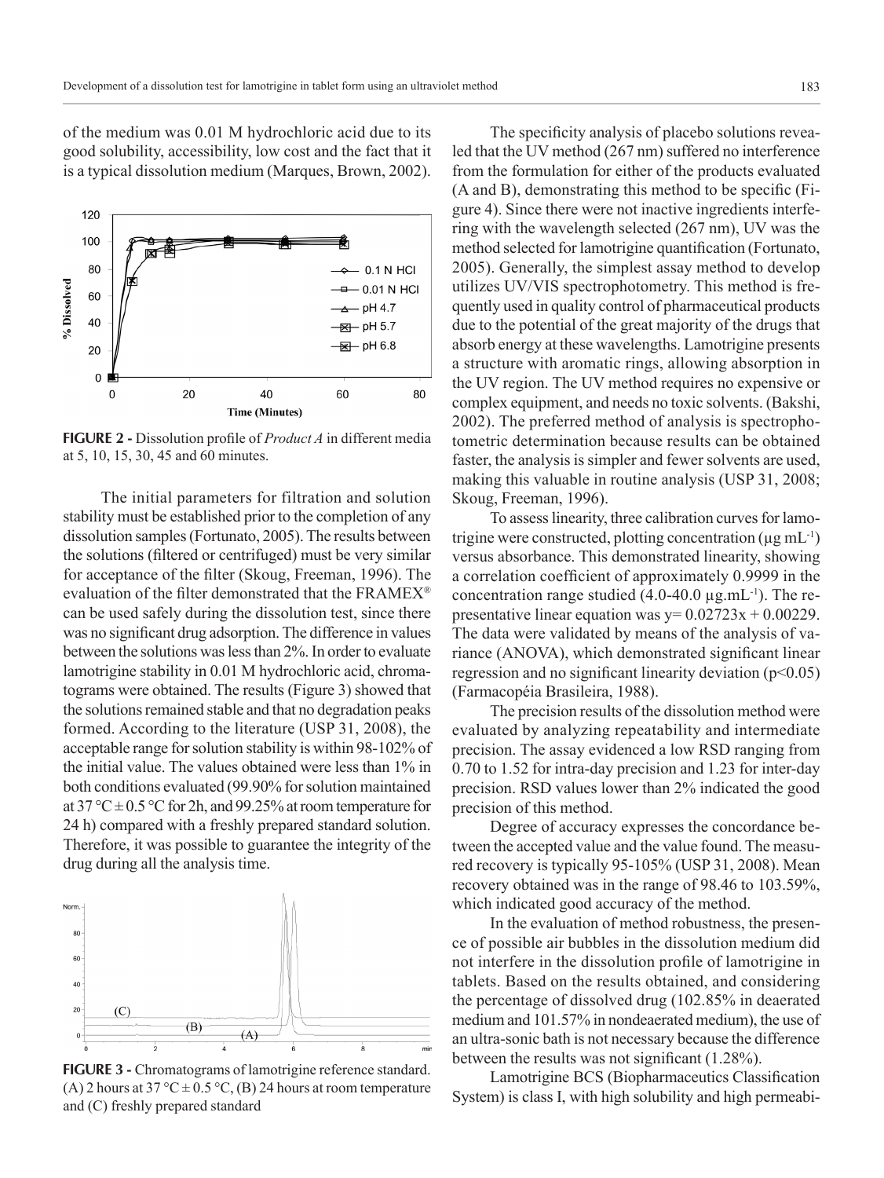of the medium was 0.01 M hydrochloric acid due to its good solubility, accessibility, low cost and the fact that it is a typical dissolution medium (Marques, Brown, 2002).

**FIGURE 2 -** Dissolution profile of *Product A* in different media at 5, 10, 15, 30, 45 and 60 minutes.

The initial parameters for filtration and solution stability must be established prior to the completion of any dissolution samples (Fortunato, 2005). The results between the solutions (filtered or centrifuged) must be very similar for acceptance of the filter (Skoug, Freeman, 1996). The evaluation of the filter demonstrated that the FRAMEX® can be used safely during the dissolution test, since there was no significant drug adsorption. The difference in values between the solutions was less than 2%. In order to evaluate lamotrigine stability in 0.01 M hydrochloric acid, chromatograms were obtained. The results (Figure 3) showed that the solutions remained stable and that no degradation peaks formed. According to the literature (USP 31, 2008), the acceptable range for solution stability is within 98-102% of the initial value. The values obtained were less than 1% in both conditions evaluated (99.90% for solution maintained at 37 °C ± 0.5 °C for 2h, and 99.25% at room temperature for 24 h) compared with a freshly prepared standard solution. Therefore, it was possible to guarantee the integrity of the drug during all the analysis time.

**FIGURE 3 -** Chromatograms of lamotrigine reference standard. (A) 2 hours at 37 °C ± 0.5 °C, (B) 24 hours at room temperature and (C) freshly prepared standard

The specificity analysis of placebo solutions revealed that the UV method (267 nm) suffered no interference from the formulation for either of the products evaluated (A and B), demonstrating this method to be specific (Figure 4). Since there were not inactive ingredients interfering with the wavelength selected (267 nm), UV was the method selected for lamotrigine quantification (Fortunato, 2005). Generally, the simplest assay method to develop utilizes UV/VIS spectrophotometry. This method is frequently used in quality control of pharmaceutical products due to the potential of the great majority of the drugs that absorb energy at these wavelengths. Lamotrigine presents a structure with aromatic rings, allowing absorption in the UV region. The UV method requires no expensive or complex equipment, and needs no toxic solvents. (Bakshi, 2002). The preferred method of analysis is spectrophotometric determination because results can be obtained faster, the analysis is simpler and fewer solvents are used, making this valuable in routine analysis (USP 31, 2008; Skoug, Freeman, 1996).

To assess linearity, three calibration curves for lamotrigine were constructed, plotting concentration (μg mL$^{-1}$) versus absorbance. This demonstrated linearity, showing a correlation coefficient of approximately 0.9999 in the concentration range studied (4.0-40.0 μg.mL$^{-1}$). The representative linear equation was $y = 0.02723x + 0.00229$. The data were validated by means of the analysis of variance (ANOVA), which demonstrated significant linear regression and no significant linearity deviation ($p<0.05$) (Farmacopéia Brasileira, 1988).

The precision results of the dissolution method were evaluated by analyzing repeatability and intermediate precision. The assay evidenced a low RSD ranging from 0.70 to 1.52 for intra-day precision and 1.23 for inter-day precision. RSD values lower than 2% indicated the good precision of this method.

Degree of accuracy expresses the concordance between the accepted value and the value found. The measured recovery is typically 95-105% (USP 31, 2008). Mean recovery obtained was in the range of 98.46 to 103.59%, which indicated good accuracy of the method.

In the evaluation of method robustness, the presence of possible air bubbles in the dissolution medium did not interfere in the dissolution profile of lamotrigine in tablets. Based on the results obtained, and considering the percentage of dissolved drug (102.85% in deaerated medium and 101.57% in nondeaerated medium), the use of an ultra-sonic bath is not necessary because the difference between the results was not significant (1.28%).

Lamotrigine BCS (Biopharmaceutics Classification System) is class I, with high solubility and high permeabi-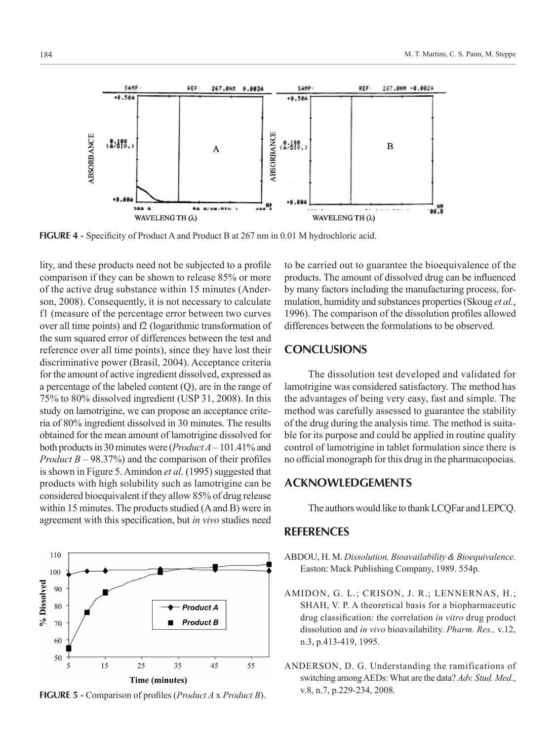**FIGURE 4 -** Specificity of Product A and Product B at 267 nm in 0.01 M hydrochloric acid.

lity, and these products need not be subjected to a profile comparison if they can be shown to release 85% or more of the active drug substance within 15 minutes (Anderson, 2008). Consequently, it is not necessary to calculate f1 (measure of the percentage error between two curves over all time points) and f2 (logarithmic transformation of the sum squared error of differences between the test and reference over all time points), since they have lost their discriminative power (Brasil, 2004). Acceptance criteria for the amount of active ingredient dissolved, expressed as a percentage of the labeled content (Q), are in the range of 75% to 80% dissolved ingredient (USP 31, 2008). In this study on lamotrigine, we can propose an acceptance criteria of 80% ingredient dissolved in 30 minutes. The results obtained for the mean amount of lamotrigine dissolved for both products in 30 minutes were (*Product A* – 101.41% and *Product B* – 98.37%) and the comparison of their profiles is shown in Figure 5. Amindon *et al*. (1995) suggested that products with high solubility such as lamotrigine can be considered bioequivalent if they allow 85% of drug release within 15 minutes. The products studied (A and B) were in agreement with this specification, but *in vivo* studies need to be carried out to guarantee the bioequivalence of the products. The amount of dissolved drug can be influenced by many factors including the manufacturing process, formulation, humidity and substances properties (Skoug *et al.*, 1996). The comparison of the dissolution profiles allowed differences between the formulations to be observed.

**FIGURE 5 -** Comparison of profiles (*Product A* x *Product B*).

## CONCLUSIONS

The dissolution test developed and validated for lamotrigine was considered satisfactory. The method has the advantages of being very easy, fast and simple. The method was carefully assessed to guarantee the stability of the drug during the analysis time. The method is suitable for its purpose and could be applied in routine quality control of lamotrigine in tablet formulation since there is no official monograph for this drug in the pharmacopoeias.

## ACKNOWLEDGEMENTS

The authors would like to thank LCQFar and LEPCQ.

## REFERENCES

ABDOU, H. M. *Dissolution, Bioavailability & Bioequivalence.* Easton: Mack Publishing Company, 1989. 554p.

AMIDON, G. L.; CRISON, J. R.; LENNERNAS, H.; SHAH, V. P. A theoretical basis for a biopharmaceutic drug classification: the correlation *in vitro* drug product dissolution and *in vivo* bioavailability. *Pharm. Res.,* v.12, n.3, p.413-419, 1995.

ANDERSON, D. G. Understanding the ramifications of switching among AEDs: What are the data? *Adv. Stud. Med.*, v.8, n.7, p.229-234, 2008.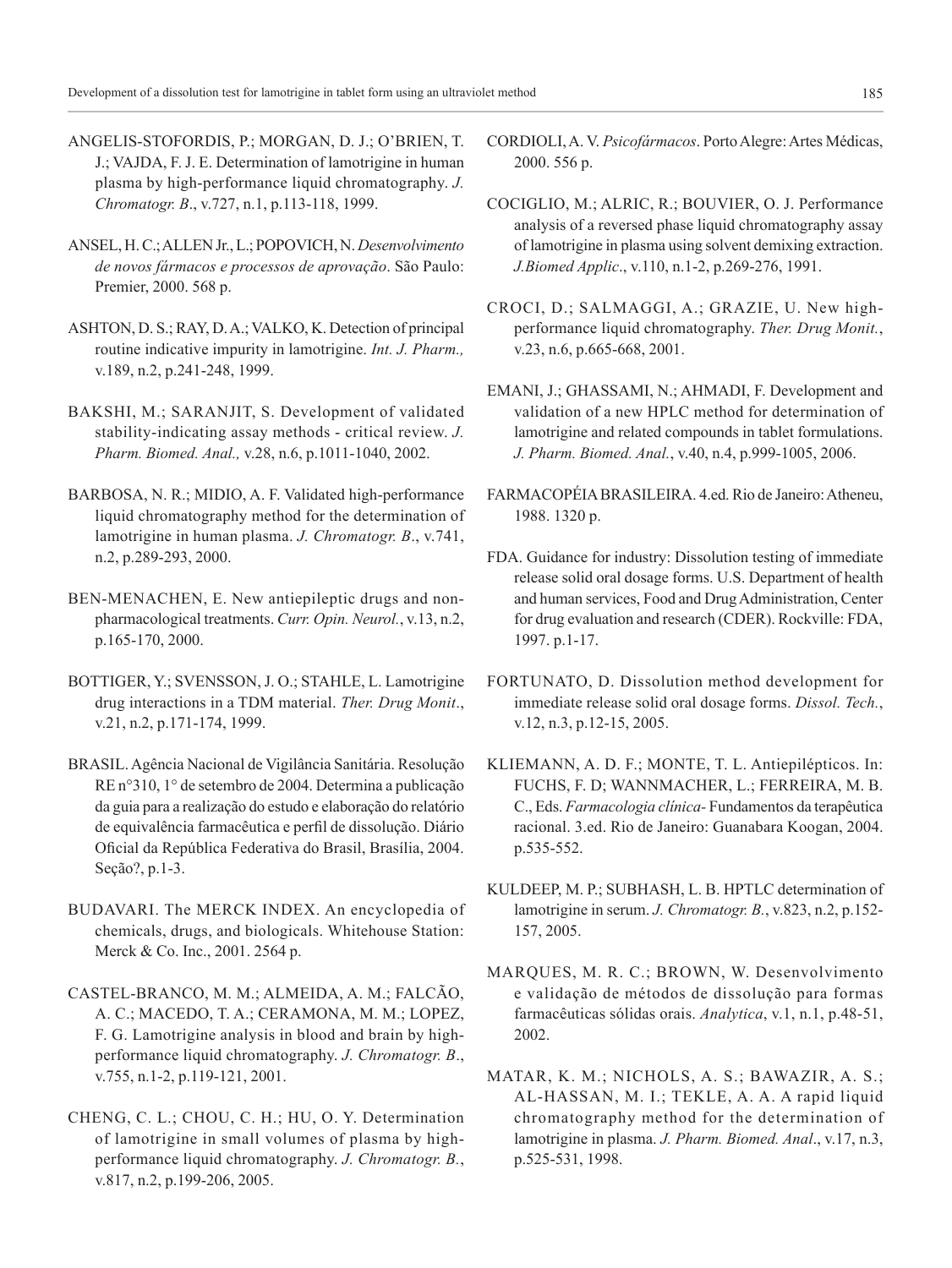ANGELIS-STOFORDIS, P.; MORGAN, D. J.; O'BRIEN, T. J.; VAJDA, F. J. E. Determination of lamotrigine in human plasma by high-performance liquid chromatography. *J. Chromatogr. B*., v.727, n.1, p.113-118, 1999.

ANSEL, H. C.; ALLEN Jr., L.; POPOVICH, N. *Desenvolvimento de novos fármacos e processos de aprovação*. São Paulo: Premier, 2000. 568 p.

ASHTON, D. S.; RAY, D. A.; VALKO, K. Detection of principal routine indicative impurity in lamotrigine. *Int. J. Pharm.,* v.189, n.2, p.241-248, 1999.

BAKSHI, M.; SARANJIT, S. Development of validated stability-indicating assay methods - critical review. *J. Pharm. Biomed. Anal.,* v.28, n.6, p.1011-1040, 2002.

BARBOSA, N. R.; MIDIO, A. F. Validated high-performance liquid chromatography method for the determination of lamotrigine in human plasma. *J. Chromatogr. B*., v.741, n.2, p.289-293, 2000.

BEN-MENACHEN, E. New antiepileptic drugs and non-pharmacological treatments. *Curr. Opin. Neurol.*, v.13, n.2, p.165-170, 2000.

BOTTIGER, Y.; SVENSSON, J. O.; STAHLE, L. Lamotrigine drug interactions in a TDM material. *Ther. Drug Monit*., v.21, n.2, p.171-174, 1999.

BRASIL. Agência Nacional de Vigilância Sanitária. Resolução RE n°310, 1° de setembro de 2004. Determina a publicação da guia para a realização do estudo e elaboração do relatório de equivalência farmacêutica e perfil de dissolução. Diário Oficial da República Federativa do Brasil, Brasília, 2004. Seção?, p.1-3.

BUDAVARI. The MERCK INDEX. An encyclopedia of chemicals, drugs, and biologicals. Whitehouse Station: Merck & Co. Inc., 2001. 2564 p.

CASTEL-BRANCO, M. M.; ALMEIDA, A. M.; FALCÃO, A. C.; MACEDO, T. A.; CERAMONA, M. M.; LOPEZ, F. G. Lamotrigine analysis in blood and brain by high-performance liquid chromatography. *J. Chromatogr. B*., v.755, n.1-2, p.119-121, 2001.

CHENG, C. L.; CHOU, C. H.; HU, O. Y. Determination of lamotrigine in small volumes of plasma by high-performance liquid chromatography. *J. Chromatogr. B.*, v.817, n.2, p.199-206, 2005.

CORDIOLI, A. V. *Psicofármacos*. Porto Alegre: Artes Médicas, 2000. 556 p.

COCIGLIO, M.; ALRIC, R.; BOUVIER, O. J. Performance analysis of a reversed phase liquid chromatography assay of lamotrigine in plasma using solvent demixing extraction. *J.Biomed Applic*., v.110, n.1-2, p.269-276, 1991.

CROCI, D.; SALMAGGI, A.; GRAZIE, U. New high-performance liquid chromatography. *Ther. Drug Monit.*, v.23, n.6, p.665-668, 2001.

EMANI, J.; GHASSAMI, N.; AHMADI, F. Development and validation of a new HPLC method for determination of lamotrigine and related compounds in tablet formulations. *J. Pharm. Biomed. Anal.*, v.40, n.4, p.999-1005, 2006.

FARMACOPÉIA BRASILEIRA. 4.ed. Rio de Janeiro: Atheneu, 1988. 1320 p.

FDA. Guidance for industry: Dissolution testing of immediate release solid oral dosage forms. U.S. Department of health and human services, Food and Drug Administration, Center for drug evaluation and research (CDER). Rockville: FDA, 1997. p.1-17.

FORTUNATO, D. Dissolution method development for immediate release solid oral dosage forms. *Dissol. Tech.*, v.12, n.3, p.12-15, 2005.

KLIEMANN, A. D. F.; MONTE, T. L. Antiepilépticos. In: FUCHS, F. D; WANNMACHER, L.; FERREIRA, M. B. C., Eds. *Farmacologia clínica*- Fundamentos da terapêutica racional. 3.ed. Rio de Janeiro: Guanabara Koogan, 2004. p.535-552.

KULDEEP, M. P.; SUBHASH, L. B. HPTLC determination of lamotrigine in serum. *J. Chromatogr. B.*, v.823, n.2, p.152-157, 2005.

MARQUES, M. R. C.; BROWN, W. Desenvolvimento e validação de métodos de dissolução para formas farmacêuticas sólidas orais. *Analytica*, v.1, n.1, p.48-51, 2002.

MATAR, K. M.; NICHOLS, A. S.; BAWAZIR, A. S.; AL-HASSAN, M. I.; TEKLE, A. A. A rapid liquid chromatography method for the determination of lamotrigine in plasma. *J. Pharm. Biomed. Anal*., v.17, n.3, p.525-531, 1998.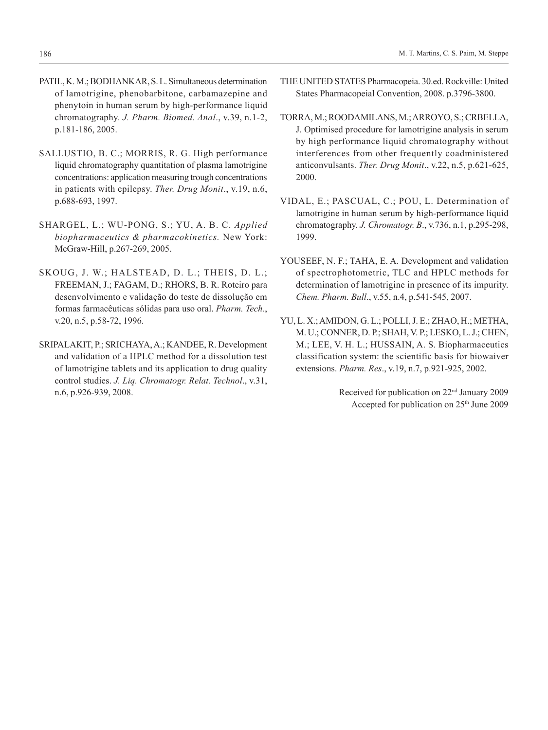PATIL, K. M.; BODHANKAR, S. L. Simultaneous determination of lamotrigine, phenobarbitone, carbamazepine and phenytoin in human serum by high-performance liquid chromatography. *J. Pharm. Biomed. Anal*., v.39, n.1-2, p.181-186, 2005.

SALLUSTIO, B. C.; MORRIS, R. G. High performance liquid chromatography quantitation of plasma lamotrigine concentrations: application measuring trough concentrations in patients with epilepsy. *Ther. Drug Monit*., v.19, n.6, p.688-693, 1997.

SHARGEL, L.; WU-PONG, S.; YU, A. B. C. *Applied biopharmaceutics & pharmacokinetics.* New York: McGraw-Hill, p.267-269, 2005.

SKOUG, J. W.; HALSTEAD, D. L.; THEIS, D. L.; FREEMAN, J.; FAGAM, D.; RHORS, B. R. Roteiro para desenvolvimento e validação do teste de dissolução em formas farmacêuticas sólidas para uso oral. *Pharm. Tech.*, v.20, n.5, p.58-72, 1996.

SRIPALAKIT, P.; SRICHAYA, A.; KANDEE, R. Development and validation of a HPLC method for a dissolution test of lamotrigine tablets and its application to drug quality control studies. *J. Liq. Chromatogr. Relat. Technol*., v.31, n.6, p.926-939, 2008.

THE UNITED STATES Pharmacopeia. 30.ed. Rockville: United States Pharmacopeial Convention, 2008. p.3796-3800.

TORRA, M.; ROODAMILANS, M.; ARROYO, S.; CRBELLA, J. Optimised procedure for lamotrigine analysis in serum by high performance liquid chromatography without interferences from other frequently coadministered anticonvulsants. *Ther. Drug Monit*., v.22, n.5, p.621-625, 2000.

VIDAL, E.; PASCUAL, C.; POU, L. Determination of lamotrigine in human serum by high-performance liquid chromatography. *J. Chromatogr. B*., v.736, n.1, p.295-298, 1999.

YOUSEEF, N. F.; TAHA, E. A. Development and validation of spectrophotometric, TLC and HPLC methods for determination of lamotrigine in presence of its impurity. *Chem. Pharm. Bull*., v.55, n.4, p.541-545, 2007.

YU, L. X.; AMIDON, G. L.; POLLI, J. E.; ZHAO, H.; METHA, M. U.; CONNER, D. P.; SHAH, V. P.; LESKO, L. J.; CHEN, M.; LEE, V. H. L.; HUSSAIN, A. S. Biopharmaceutics classification system: the scientific basis for biowaiver extensions. *Pharm. Res*., v.19, n.7, p.921-925, 2002.

Received for publication on 22nd January 2009
Accepted for publication on 25th June 2009